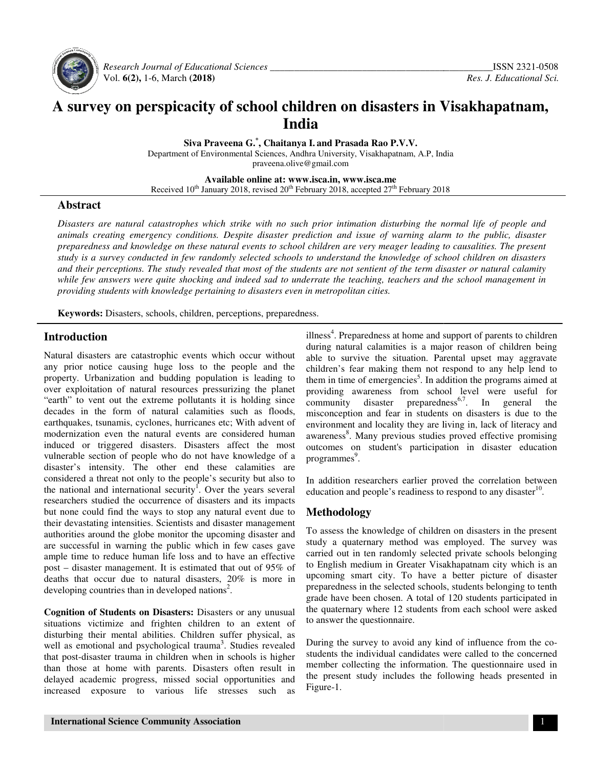# A survey on perspicacity of school children on disasters in Visakhapatnam, India

**Siva Praveena G.[*], Chaitanya I. and Prasada Rao P.V.V.**

Department of Environmental Sciences, Andhra University, Visakhapatnam, A.P, India
praveena.olive@gmail.com

**Available online at: www.isca.in, www.isca.me**
Received 10th January 2018, revised 20th February 2018, accepted 27th February 2018

## Abstract

*Disasters are natural catastrophes which strike with no such prior intimation disturbing the normal life of people and animals creating emergency conditions. Despite disaster prediction and issue of warning alarm to the public, disaster preparedness and knowledge on these natural events to school children are very meager leading to causalities. The present study is a survey conducted in few randomly selected schools to understand the knowledge of school children on disasters and their perceptions. The study revealed that most of the students are not sentient of the term disaster or natural calamity while few answers were quite shocking and indeed sad to underrate the teaching, teachers and the school management in providing students with knowledge pertaining to disasters even in metropolitan cities.*

**Keywords:** Disasters, schools, children, perceptions, preparedness.

## Introduction

Natural disasters are catastrophic events which occur without any prior notice causing huge loss to the people and the property. Urbanization and budding population is leading to over exploitation of natural resources pressurizing the planet "earth" to vent out the extreme pollutants it is holding since decades in the form of natural calamities such as floods, earthquakes, tsunamis, cyclones, hurricanes etc; With advent of modernization even the natural events are considered human induced or triggered disasters. Disasters affect the most vulnerable section of people who do not have knowledge of a disaster's intensity. The other end these calamities are considered a threat not only to the people's security but also to the national and international security[1]. Over the years several researchers studied the occurrence of disasters and its impacts but none could find the ways to stop any natural event due to their devastating intensities. Scientists and disaster management authorities around the globe monitor the upcoming disaster and are successful in warning the public which in few cases gave ample time to reduce human life loss and to have an effective post – disaster management. It is estimated that out of 95% of deaths that occur due to natural disasters, 20% is more in developing countries than in developed nations[2].

**Cognition of Students on Disasters:** Disasters or any unusual situations victimize and frighten children to an extent of disturbing their mental abilities. Children suffer physical, as well as emotional and psychological trauma[3]. Studies revealed that post-disaster trauma in children when in schools is higher than those at home with parents. Disasters often result in delayed academic progress, missed social opportunities and increased exposure to various life stresses such as illness[4]. Preparedness at home and support of parents to children during natural calamities is a major reason of children being able to survive the situation. Parental upset may aggravate children's fear making them not respond to any help lend to them in time of emergencies[5]. In addition the programs aimed at providing awareness from school level were useful for community disaster preparedness[6,7]. In general the misconception and fear in students on disasters is due to the environment and locality they are living in, lack of literacy and awareness[8]. Many previous studies proved effective promising outcomes on student's participation in disaster education programmes[9].

In addition researchers earlier proved the correlation between education and people's readiness to respond to any disaster[10].

## Methodology

To assess the knowledge of children on disasters in the present study a quaternary method was employed. The survey was carried out in ten randomly selected private schools belonging to English medium in Greater Visakhapatnam city which is an upcoming smart city. To have a better picture of disaster preparedness in the selected schools, students belonging to tenth grade have been chosen. A total of 120 students participated in the quaternary where 12 students from each school were asked to answer the questionnaire.

During the survey to avoid any kind of influence from the co-students the individual candidates were called to the concerned member collecting the information. The questionnaire used in the present study includes the following heads presented in Figure-1.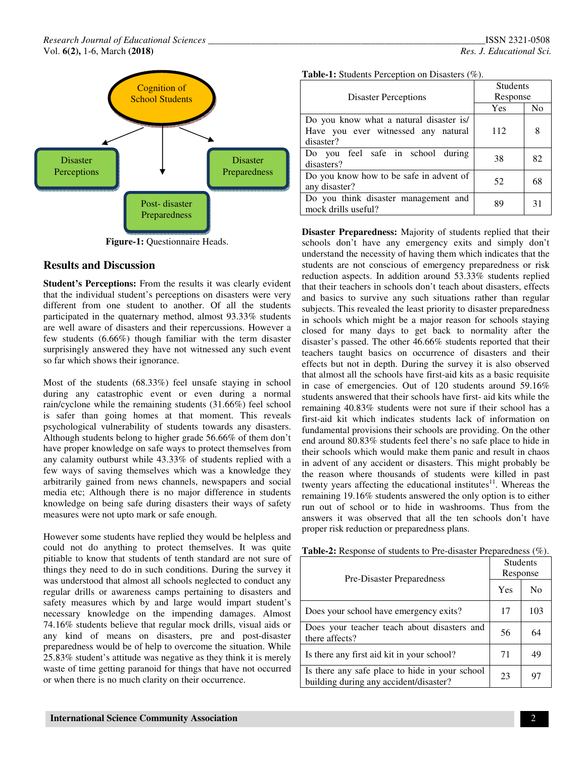Cognition of School Students

Disaster Perceptions

Disaster Preparedness

Post- disaster Preparedness

**Figure-1:** Questionnaire Heads.

## Results and Discussion

**Student's Perceptions:** From the results it was clearly evident that the individual student's perceptions on disasters were very different from one student to another. Of all the students participated in the quaternary method, almost 93.33% students are well aware of disasters and their repercussions. However a few students (6.66%) though familiar with the term disaster surprisingly answered they have not witnessed any such event so far which shows their ignorance.

Most of the students (68.33%) feel unsafe staying in school during any catastrophic event or even during a normal rain/cyclone while the remaining students (31.66%) feel school is safer than going homes at that moment. This reveals psychological vulnerability of students towards any disasters. Although students belong to higher grade 56.66% of them don't have proper knowledge on safe ways to protect themselves from any calamity outburst while 43.33% of students replied with a few ways of saving themselves which was a knowledge they arbitrarily gained from news channels, newspapers and social media etc; Although there is no major difference in students knowledge on being safe during disasters their ways of safety measures were not upto mark or safe enough.

However some students have replied they would be helpless and could not do anything to protect themselves. It was quite pitiable to know that students of tenth standard are not sure of things they need to do in such conditions. During the survey it was understood that almost all schools neglected to conduct any regular drills or awareness camps pertaining to disasters and safety measures which by and large would impart student's necessary knowledge on the impending damages. Almost 74.16% students believe that regular mock drills, visual aids or any kind of means on disasters, pre and post-disaster preparedness would be of help to overcome the situation. While 25.83% student's attitude was negative as they think it is merely waste of time getting paranoid for things that have not occurred or when there is no much clarity on their occurrence.

**Table-1:** Students Perception on Disasters (%).

| Disaster Perceptions | Students Response | |
|---|---|---|
| | Yes | No |
| Do you know what a natural disaster is/ Have you ever witnessed any natural disaster? | 112 | 8 |
| Do you feel safe in school during disasters? | 38 | 82 |
| Do you know how to be safe in advent of any disaster? | 52 | 68 |
| Do you think disaster management and mock drills useful? | 89 | 31 |

**Disaster Preparedness:** Majority of students replied that their schools don't have any emergency exits and simply don't understand the necessity of having them which indicates that the students are not conscious of emergency preparedness or risk reduction aspects. In addition around 53.33% students replied that their teachers in schools don't teach about disasters, effects and basics to survive any such situations rather than regular subjects. This revealed the least priority to disaster preparedness in schools which might be a major reason for schools staying closed for many days to get back to normality after the disaster's passed. The other 46.66% students reported that their teachers taught basics on occurrence of disasters and their effects but not in depth. During the survey it is also observed that almost all the schools have first-aid kits as a basic requisite in case of emergencies. Out of 120 students around 59.16% students answered that their schools have first- aid kits while the remaining 40.83% students were not sure if their school has a first-aid kit which indicates students lack of information on fundamental provisions their schools are providing. On the other end around 80.83% students feel there's no safe place to hide in their schools which would make them panic and result in chaos in advent of any accident or disasters. This might probably be the reason where thousands of students were killed in past twenty years affecting the educational institutes[11]. Whereas the remaining 19.16% students answered the only option is to either run out of school or to hide in washrooms. Thus from the answers it was observed that all the ten schools don't have proper risk reduction or preparedness plans.

**Table-2:** Response of students to Pre-disaster Preparedness (%).

| Pre-Disaster Preparedness | Students Response | |
|---|---|---|
| | Yes | No |
| Does your school have emergency exits? | 17 | 103 |
| Does your teacher teach about disasters and there affects? | 56 | 64 |
| Is there any first aid kit in your school? | 71 | 49 |
| Is there any safe place to hide in your school building during any accident/disaster? | 23 | 97 |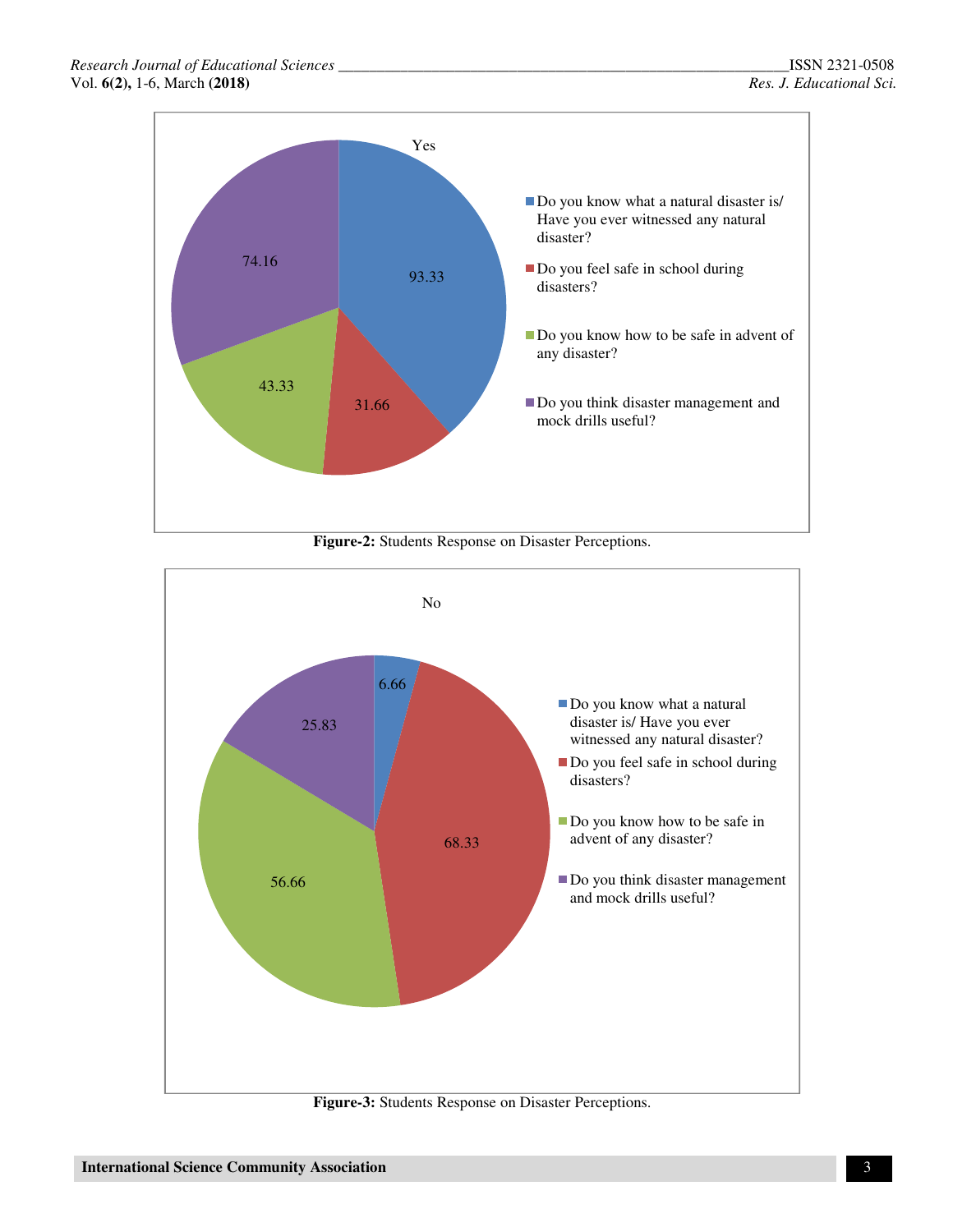Yes

- Do you know what a natural disaster is/ Have you ever witnessed any natural disaster?
- Do you feel safe in school during disasters?
- Do you know how to be safe in advent of any disaster?
- Do you think disaster management and mock drills useful?

93.33

31.66

43.33

74.16

**Figure-2:** Students Response on Disaster Perceptions.

No

- Do you know what a natural disaster is/ Have you ever witnessed any natural disaster?
- Do you feel safe in school during disasters?
- Do you know how to be safe in advent of any disaster?
- Do you think disaster management and mock drills useful?

6.66

68.33

56.66

25.83

**Figure-3:** Students Response on Disaster Perceptions.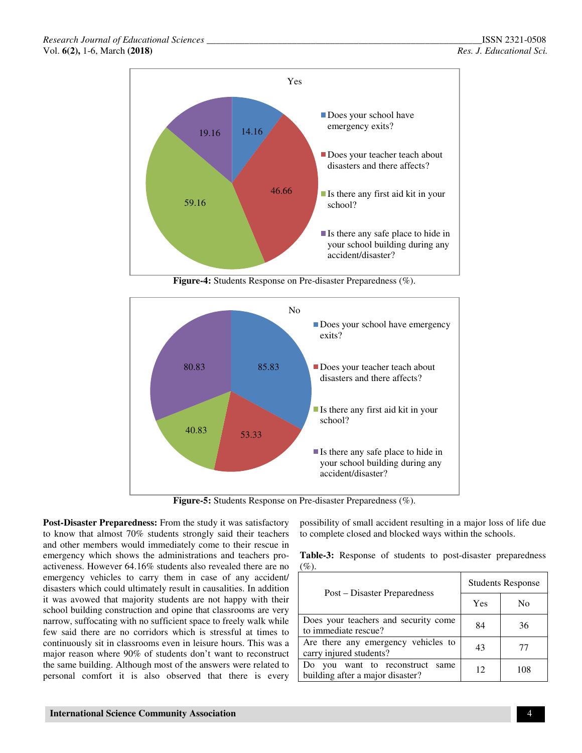**Figure-4:** Students Response on Pre-disaster Preparedness (%).

**Figure-5:** Students Response on Pre-disaster Preparedness (%).

**Post-Disaster Preparedness:** From the study it was satisfactory to know that almost 70% students strongly said their teachers and other members would immediately come to their rescue in emergency which shows the administrations and teachers pro-activeness. However 64.16% students also revealed there are no emergency vehicles to carry them in case of any accident/ disasters which could ultimately result in causalities. In addition it was avowed that majority students are not happy with their school building construction and opine that classrooms are very narrow, suffocating with no sufficient space to freely walk while few said there are no corridors which is stressful at times to continuously sit in classrooms even in leisure hours. This was a major reason where 90% of students don't want to reconstruct the same building. Although most of the answers were related to personal comfort it is also observed that there is every possibility of small accident resulting in a major loss of life due to complete closed and blocked ways within the schools.

**Table-3:** Response of students to post-disaster preparedness (%).

| Post – Disaster Preparedness | Students Response | |
|---|---|---|
| | Yes | No |
| Does your teachers and security come to immediate rescue? | 84 | 36 |
| Are there any emergency vehicles to carry injured students? | 43 | 77 |
| Do you want to reconstruct same building after a major disaster? | 12 | 108 |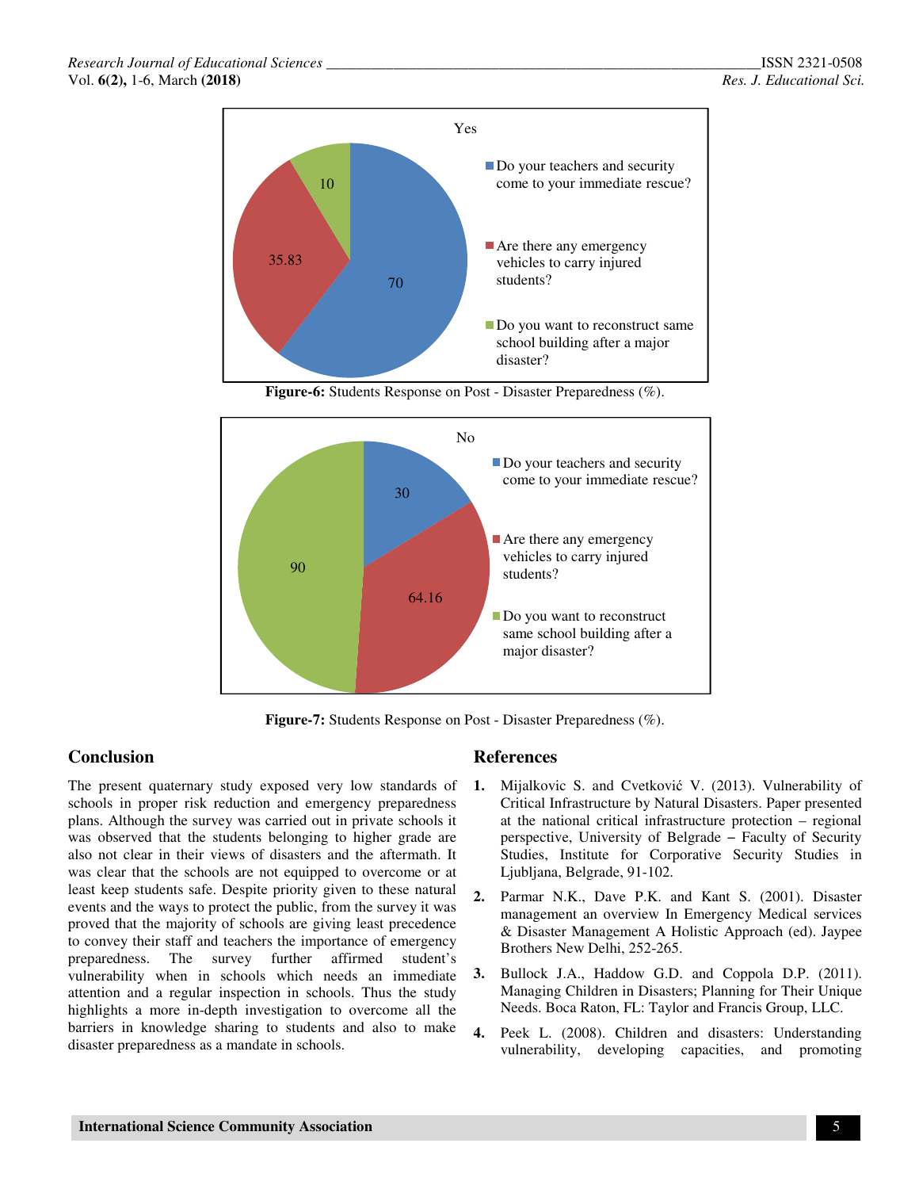Yes

- Do your teachers and security come to your immediate rescue? — 70
- Are there any emergency vehicles to carry injured students? — 35.83
- Do you want to reconstruct same school building after a major disaster? — 10

**Figure-6:** Students Response on Post - Disaster Preparedness (%).

No

- Do your teachers and security come to your immediate rescue? — 30
- Are there any emergency vehicles to carry injured students? — 64.16
- Do you want to reconstruct same school building after a major disaster? — 90

**Figure-7:** Students Response on Post - Disaster Preparedness (%).

## Conclusion

The present quaternary study exposed very low standards of schools in proper risk reduction and emergency preparedness plans. Although the survey was carried out in private schools it was observed that the students belonging to higher grade are also not clear in their views of disasters and the aftermath. It was clear that the schools are not equipped to overcome or at least keep students safe. Despite priority given to these natural events and the ways to protect the public, from the survey it was proved that the majority of schools are giving least precedence to convey their staff and teachers the importance of emergency preparedness. The survey further affirmed student's vulnerability when in schools which needs an immediate attention and a regular inspection in schools. Thus the study highlights a more in-depth investigation to overcome all the barriers in knowledge sharing to students and also to make disaster preparedness as a mandate in schools.

## References

1. Mijalkovic S. and Cvetković V. (2013). Vulnerability of Critical Infrastructure by Natural Disasters. Paper presented at the national critical infrastructure protection – regional perspective, University of Belgrade – Faculty of Security Studies, Institute for Corporative Security Studies in Ljubljana, Belgrade, 91-102.
2. Parmar N.K., Dave P.K. and Kant S. (2001). Disaster management an overview In Emergency Medical services & Disaster Management A Holistic Approach (ed). Jaypee Brothers New Delhi, 252-265.
3. Bullock J.A., Haddow G.D. and Coppola D.P. (2011). Managing Children in Disasters; Planning for Their Unique Needs. Boca Raton, FL: Taylor and Francis Group, LLC.
4. Peek L. (2008). Children and disasters: Understanding vulnerability, developing capacities, and promoting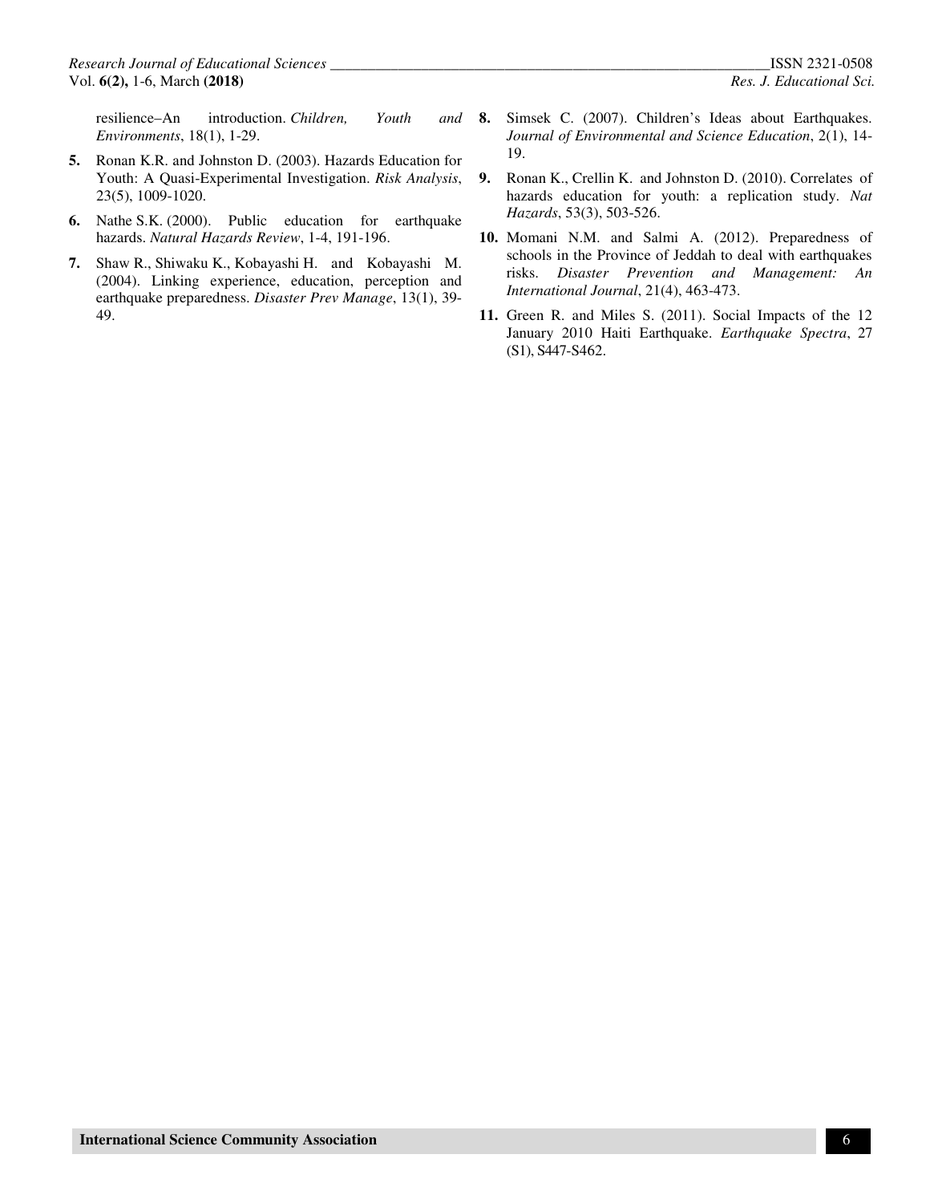resilience–An introduction. *Children, Youth and Environments*, 18(1), 1-29.

5. Ronan K.R. and Johnston D. (2003). Hazards Education for Youth: A Quasi-Experimental Investigation. *Risk Analysis*, 23(5), 1009-1020.

6. Nathe S.K. (2000). Public education for earthquake hazards. *Natural Hazards Review*, 1-4, 191-196.

7. Shaw R., Shiwaku K., Kobayashi H. and Kobayashi M. (2004). Linking experience, education, perception and earthquake preparedness. *Disaster Prev Manage*, 13(1), 39-49.

8. Simsek C. (2007). Children's Ideas about Earthquakes. *Journal of Environmental and Science Education*, 2(1), 14-19.

9. Ronan K., Crellin K. and Johnston D. (2010). Correlates of hazards education for youth: a replication study. *Nat Hazards*, 53(3), 503-526.

10. Momani N.M. and Salmi A. (2012). Preparedness of schools in the Province of Jeddah to deal with earthquakes risks. *Disaster Prevention and Management: An International Journal*, 21(4), 463-473.

11. Green R. and Miles S. (2011). Social Impacts of the 12 January 2010 Haiti Earthquake. *Earthquake Spectra*, 27 (S1), S447-S462.